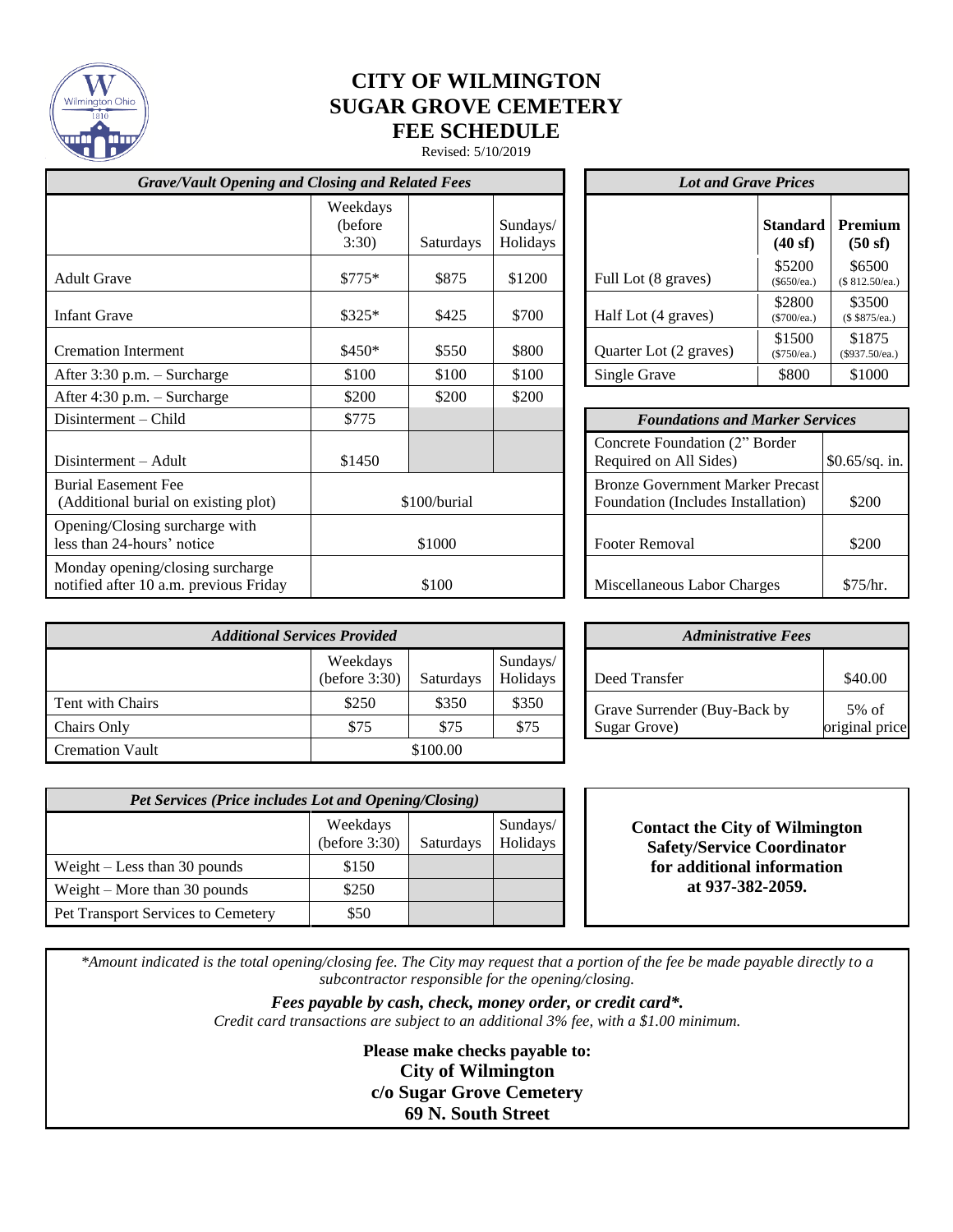# CITY OF WILMINGTON
# SUGAR GROVE CEMETERY
# FEE SCHEDULE

Revised: 5/10/2019

| *Grave/Vault Opening and Closing and Related Fees* | | | |
|---|---|---|---|
| | Weekdays (before 3:30) | Saturdays | Sundays/ Holidays |
| Adult Grave | $775* | $875 | $1200 |
| Infant Grave | $325* | $425 | $700 |
| Cremation Interment | $450* | $550 | $800 |
| After 3:30 p.m. – Surcharge | $100 | $100 | $100 |
| After 4:30 p.m. – Surcharge | $200 | $200 | $200 |
| Disinterment – Child | $775 | | |
| Disinterment – Adult | $1450 | | |
| Burial Easement Fee (Additional burial on existing plot) | $100/burial | | |
| Opening/Closing surcharge with less than 24-hours' notice | $1000 | | |
| Monday opening/closing surcharge notified after 10 a.m. previous Friday | $100 | | |

| *Lot and Grave Prices* | | |
|---|---|---|
| | **Standard (40 sf)** | **Premium (50 sf)** |
| Full Lot (8 graves) | $5200 ($650/ea.) | $6500 ($ 812.50/ea.) |
| Half Lot (4 graves) | $2800 ($700/ea.) | $3500 ($ $875/ea.) |
| Quarter Lot (2 graves) | $1500 ($750/ea.) | $1875 ($937.50/ea.) |
| Single Grave | $800 | $1000 |

| *Foundations and Marker Services* | |
|---|---|
| Concrete Foundation (2" Border Required on All Sides) | $0.65/sq. in. |
| Bronze Government Marker Precast Foundation (Includes Installation) | $200 |
| Footer Removal | $200 |
| Miscellaneous Labor Charges | $75/hr. |

| *Additional Services Provided* | | | |
|---|---|---|---|
| | Weekdays (before 3:30) | Saturdays | Sundays/ Holidays |
| Tent with Chairs | $250 | $350 | $350 |
| Chairs Only | $75 | $75 | $75 |
| Cremation Vault | $100.00 | | |

| *Administrative Fees* | |
|---|---|
| Deed Transfer | $40.00 |
| Grave Surrender (Buy-Back by Sugar Grove) | 5% of original price |

| *Pet Services (Price includes Lot and Opening/Closing)* | | | |
|---|---|---|---|
| | Weekdays (before 3:30) | Saturdays | Sundays/ Holidays |
| Weight – Less than 30 pounds | $150 | | |
| Weight – More than 30 pounds | $250 | | |
| Pet Transport Services to Cemetery | $50 | | |

**Contact the City of Wilmington Safety/Service Coordinator for additional information at 937-382-2059.**

*\*Amount indicated is the total opening/closing fee. The City may request that a portion of the fee be made payable directly to a subcontractor responsible for the opening/closing.*

***Fees payable by cash, check, money order, or credit card\*.***

*Credit card transactions are subject to an additional 3% fee, with a $1.00 minimum.*

**Please make checks payable to:**
**City of Wilmington**
**c/o Sugar Grove Cemetery**
**69 N. South Street**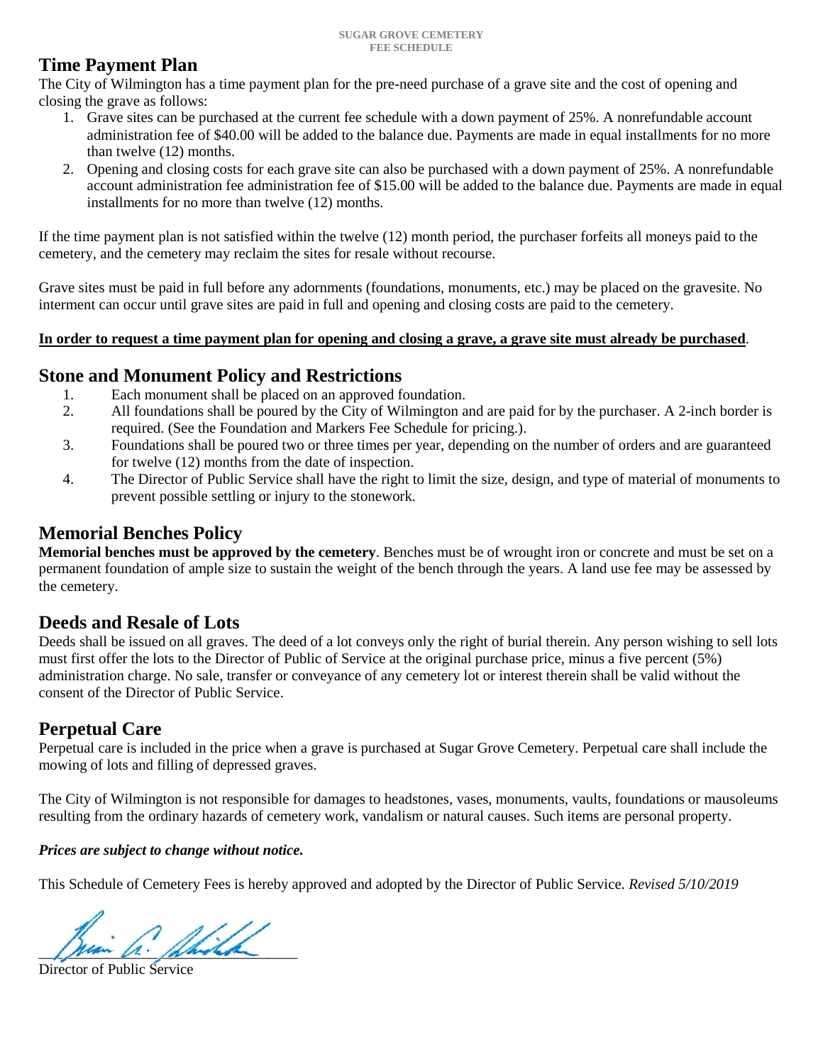## Time Payment Plan

The City of Wilmington has a time payment plan for the pre-need purchase of a grave site and the cost of opening and closing the grave as follows:

1. Grave sites can be purchased at the current fee schedule with a down payment of 25%. A nonrefundable account administration fee of $40.00 will be added to the balance due. Payments are made in equal installments for no more than twelve (12) months.
2. Opening and closing costs for each grave site can also be purchased with a down payment of 25%. A nonrefundable account administration fee administration fee of $15.00 will be added to the balance due. Payments are made in equal installments for no more than twelve (12) months.

If the time payment plan is not satisfied within the twelve (12) month period, the purchaser forfeits all moneys paid to the cemetery, and the cemetery may reclaim the sites for resale without recourse.

Grave sites must be paid in full before any adornments (foundations, monuments, etc.) may be placed on the gravesite. No interment can occur until grave sites are paid in full and opening and closing costs are paid to the cemetery.

**<u>In order to request a time payment plan for opening and closing a grave, a grave site must already be purchased</u>**.

## Stone and Monument Policy and Restrictions

1. Each monument shall be placed on an approved foundation.
2. All foundations shall be poured by the City of Wilmington and are paid for by the purchaser. A 2-inch border is required. (See the Foundation and Markers Fee Schedule for pricing.).
3. Foundations shall be poured two or three times per year, depending on the number of orders and are guaranteed for twelve (12) months from the date of inspection.
4. The Director of Public Service shall have the right to limit the size, design, and type of material of monuments to prevent possible settling or injury to the stonework.

## Memorial Benches Policy

**Memorial benches must be approved by the cemetery**. Benches must be of wrought iron or concrete and must be set on a permanent foundation of ample size to sustain the weight of the bench through the years. A land use fee may be assessed by the cemetery.

## Deeds and Resale of Lots

Deeds shall be issued on all graves. The deed of a lot conveys only the right of burial therein. Any person wishing to sell lots must first offer the lots to the Director of Public of Service at the original purchase price, minus a five percent (5%) administration charge. No sale, transfer or conveyance of any cemetery lot or interest therein shall be valid without the consent of the Director of Public Service.

## Perpetual Care

Perpetual care is included in the price when a grave is purchased at Sugar Grove Cemetery. Perpetual care shall include the mowing of lots and filling of depressed graves.

The City of Wilmington is not responsible for damages to headstones, vases, monuments, vaults, foundations or mausoleums resulting from the ordinary hazards of cemetery work, vandalism or natural causes. Such items are personal property.

***Prices are subject to change without notice.***

This Schedule of Cemetery Fees is hereby approved and adopted by the Director of Public Service. *Revised 5/10/2019*

Director of Public Service